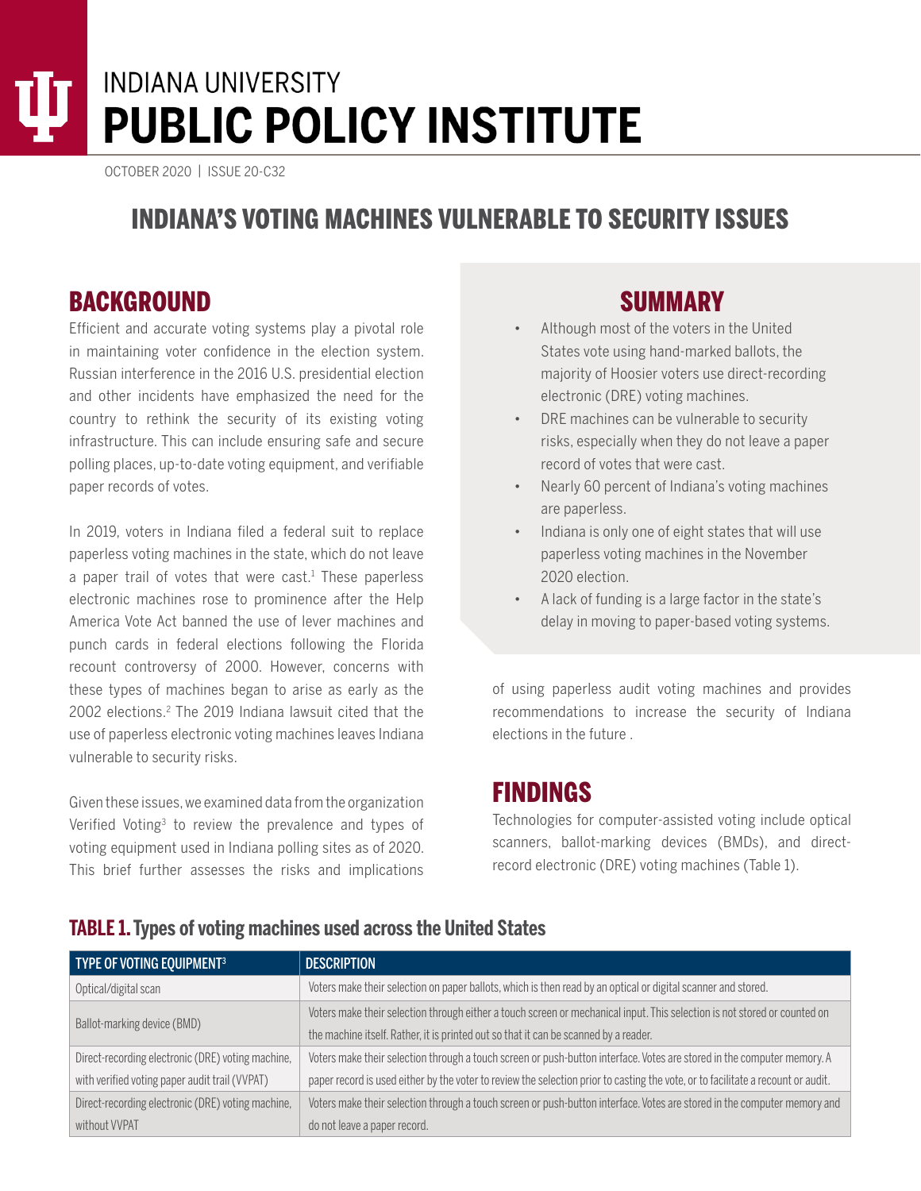INDIANA UNIVERSITY
# PUBLIC POLICY INSTITUTE

OCTOBER 2020 | ISSUE 20-C32

# INDIANA'S VOTING MACHINES VULNERABLE TO SECURITY ISSUES

## BACKGROUND

Efficient and accurate voting systems play a pivotal role in maintaining voter confidence in the election system. Russian interference in the 2016 U.S. presidential election and other incidents have emphasized the need for the country to rethink the security of its existing voting infrastructure. This can include ensuring safe and secure polling places, up-to-date voting equipment, and verifiable paper records of votes.

In 2019, voters in Indiana filed a federal suit to replace paperless voting machines in the state, which do not leave a paper trail of votes that were cast.[1] These paperless electronic machines rose to prominence after the Help America Vote Act banned the use of lever machines and punch cards in federal elections following the Florida recount controversy of 2000. However, concerns with these types of machines began to arise as early as the 2002 elections.[2] The 2019 Indiana lawsuit cited that the use of paperless electronic voting machines leaves Indiana vulnerable to security risks.

Given these issues, we examined data from the organization Verified Voting[3] to review the prevalence and types of voting equipment used in Indiana polling sites as of 2020. This brief further assesses the risks and implications of using paperless audit voting machines and provides recommendations to increase the security of Indiana elections in the future .

## SUMMARY

- Although most of the voters in the United States vote using hand-marked ballots, the majority of Hoosier voters use direct-recording electronic (DRE) voting machines.
- DRE machines can be vulnerable to security risks, especially when they do not leave a paper record of votes that were cast.
- Nearly 60 percent of Indiana's voting machines are paperless.
- Indiana is only one of eight states that will use paperless voting machines in the November 2020 election.
- A lack of funding is a large factor in the state's delay in moving to paper-based voting systems.

## FINDINGS

Technologies for computer-assisted voting include optical scanners, ballot-marking devices (BMDs), and direct-record electronic (DRE) voting machines (Table 1).

### TABLE 1. Types of voting machines used across the United States

| TYPE OF VOTING EQUIPMENT[3] | DESCRIPTION |
|---|---|
| Optical/digital scan | Voters make their selection on paper ballots, which is then read by an optical or digital scanner and stored. |
| Ballot-marking device (BMD) | Voters make their selection through either a touch screen or mechanical input. This selection is not stored or counted on the machine itself. Rather, it is printed out so that it can be scanned by a reader. |
| Direct-recording electronic (DRE) voting machine, with verified voting paper audit trail (VVPAT) | Voters make their selection through a touch screen or push-button interface. Votes are stored in the computer memory. A paper record is used either by the voter to review the selection prior to casting the vote, or to facilitate a recount or audit. |
| Direct-recording electronic (DRE) voting machine, without VVPAT | Voters make their selection through a touch screen or push-button interface. Votes are stored in the computer memory and do not leave a paper record. |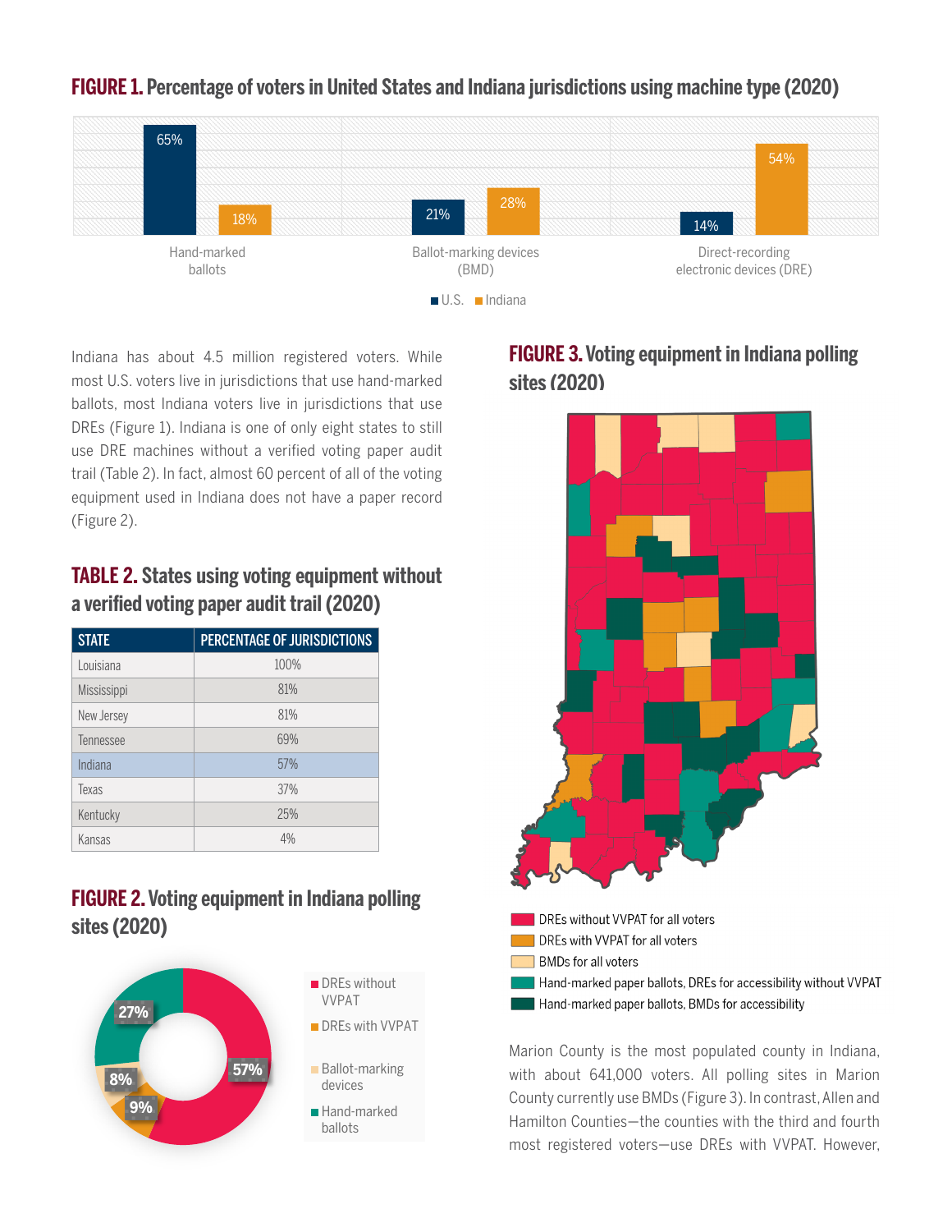**FIGURE 1.** Percentage of voters in United States and Indiana jurisdictions using machine type (2020)

| | U.S. | Indiana |
|---|---|---|
| Hand-marked ballots | 65% | 18% |
| Ballot-marking devices (BMD) | 21% | 28% |
| Direct-recording electronic devices (DRE) | 14% | 54% |

Indiana has about 4.5 million registered voters. While most U.S. voters live in jurisdictions that use hand-marked ballots, most Indiana voters live in jurisdictions that use DREs (Figure 1). Indiana is one of only eight states to still use DRE machines without a verified voting paper audit trail (Table 2). In fact, almost 60 percent of all of the voting equipment used in Indiana does not have a paper record (Figure 2).

## TABLE 2. States using voting equipment without a verified voting paper audit trail (2020)

| STATE | PERCENTAGE OF JURISDICTIONS |
|---|---|
| Louisiana | 100% |
| Mississippi | 81% |
| New Jersey | 81% |
| Tennessee | 69% |
| Indiana | 57% |
| Texas | 37% |
| Kentucky | 25% |
| Kansas | 4% |

## FIGURE 2. Voting equipment in Indiana polling sites (2020)

- DREs without VVPAT: 57%
- DREs with VVPAT: 9%
- Ballot-marking devices: 8%
- Hand-marked ballots: 27%

## FIGURE 3. Voting equipment in Indiana polling sites (2020)

- DREs without VVPAT for all voters
- DREs with VVPAT for all voters
- BMDs for all voters
- Hand-marked paper ballots, DREs for accessibility without VVPAT
- Hand-marked paper ballots, BMDs for accessibility

Marion County is the most populated county in Indiana, with about 641,000 voters. All polling sites in Marion County currently use BMDs (Figure 3). In contrast, Allen and Hamilton Counties—the counties with the third and fourth most registered voters—use DREs with VVPAT. However,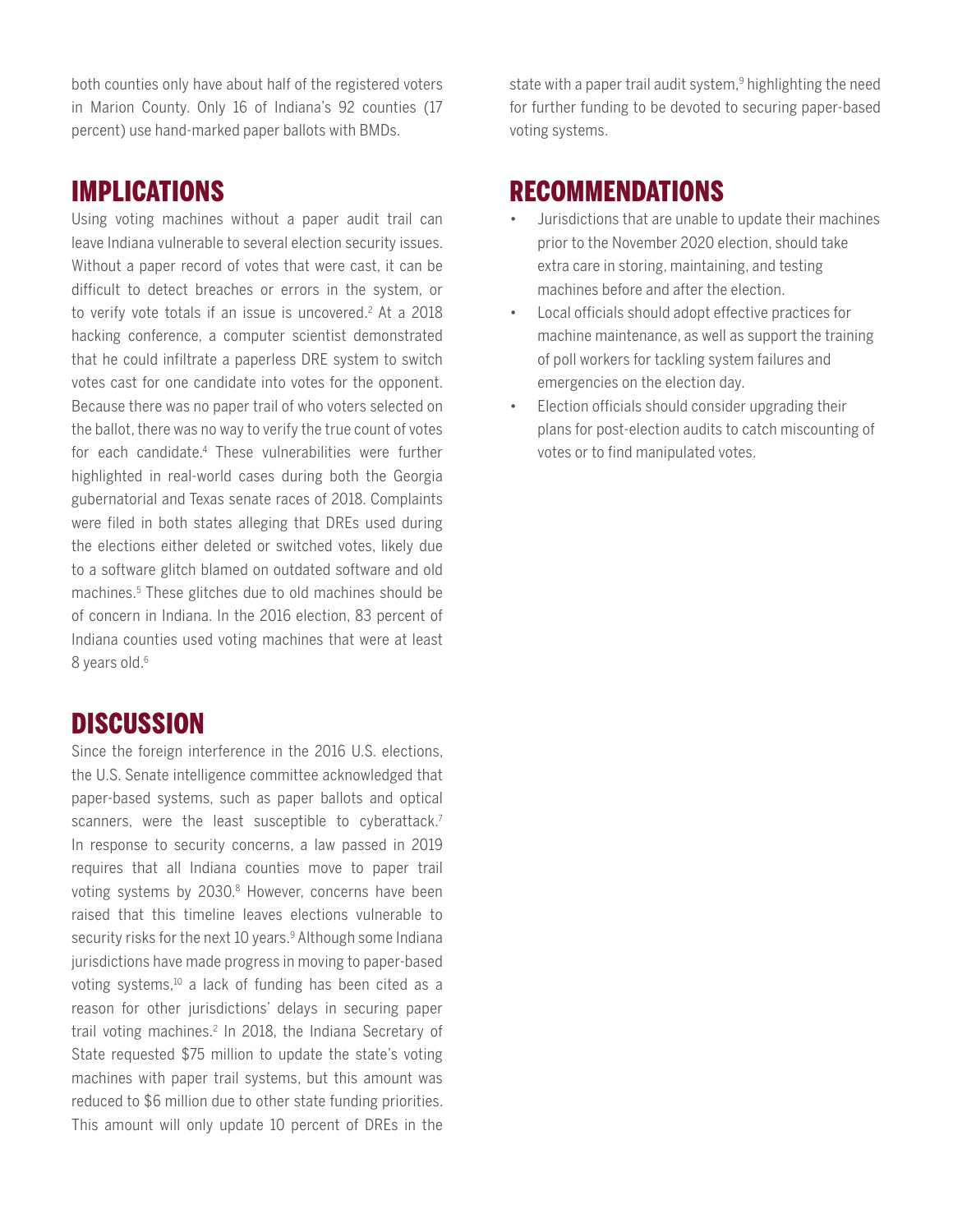both counties only have about half of the registered voters in Marion County. Only 16 of Indiana's 92 counties (17 percent) use hand-marked paper ballots with BMDs.

## IMPLICATIONS

Using voting machines without a paper audit trail can leave Indiana vulnerable to several election security issues. Without a paper record of votes that were cast, it can be difficult to detect breaches or errors in the system, or to verify vote totals if an issue is uncovered.[2] At a 2018 hacking conference, a computer scientist demonstrated that he could infiltrate a paperless DRE system to switch votes cast for one candidate into votes for the opponent. Because there was no paper trail of who voters selected on the ballot, there was no way to verify the true count of votes for each candidate.[4] These vulnerabilities were further highlighted in real-world cases during both the Georgia gubernatorial and Texas senate races of 2018. Complaints were filed in both states alleging that DREs used during the elections either deleted or switched votes, likely due to a software glitch blamed on outdated software and old machines.[5] These glitches due to old machines should be of concern in Indiana. In the 2016 election, 83 percent of Indiana counties used voting machines that were at least 8 years old.[6]

## DISCUSSION

Since the foreign interference in the 2016 U.S. elections, the U.S. Senate intelligence committee acknowledged that paper-based systems, such as paper ballots and optical scanners, were the least susceptible to cyberattack.[7] In response to security concerns, a law passed in 2019 requires that all Indiana counties move to paper trail voting systems by 2030.[8] However, concerns have been raised that this timeline leaves elections vulnerable to security risks for the next 10 years.[9] Although some Indiana jurisdictions have made progress in moving to paper-based voting systems,[10] a lack of funding has been cited as a reason for other jurisdictions' delays in securing paper trail voting machines.[2] In 2018, the Indiana Secretary of State requested $75 million to update the state's voting machines with paper trail systems, but this amount was reduced to $6 million due to other state funding priorities. This amount will only update 10 percent of DREs in the state with a paper trail audit system,[9] highlighting the need for further funding to be devoted to securing paper-based voting systems.

## RECOMMENDATIONS

- Jurisdictions that are unable to update their machines prior to the November 2020 election, should take extra care in storing, maintaining, and testing machines before and after the election.
- Local officials should adopt effective practices for machine maintenance, as well as support the training of poll workers for tackling system failures and emergencies on the election day.
- Election officials should consider upgrading their plans for post-election audits to catch miscounting of votes or to find manipulated votes.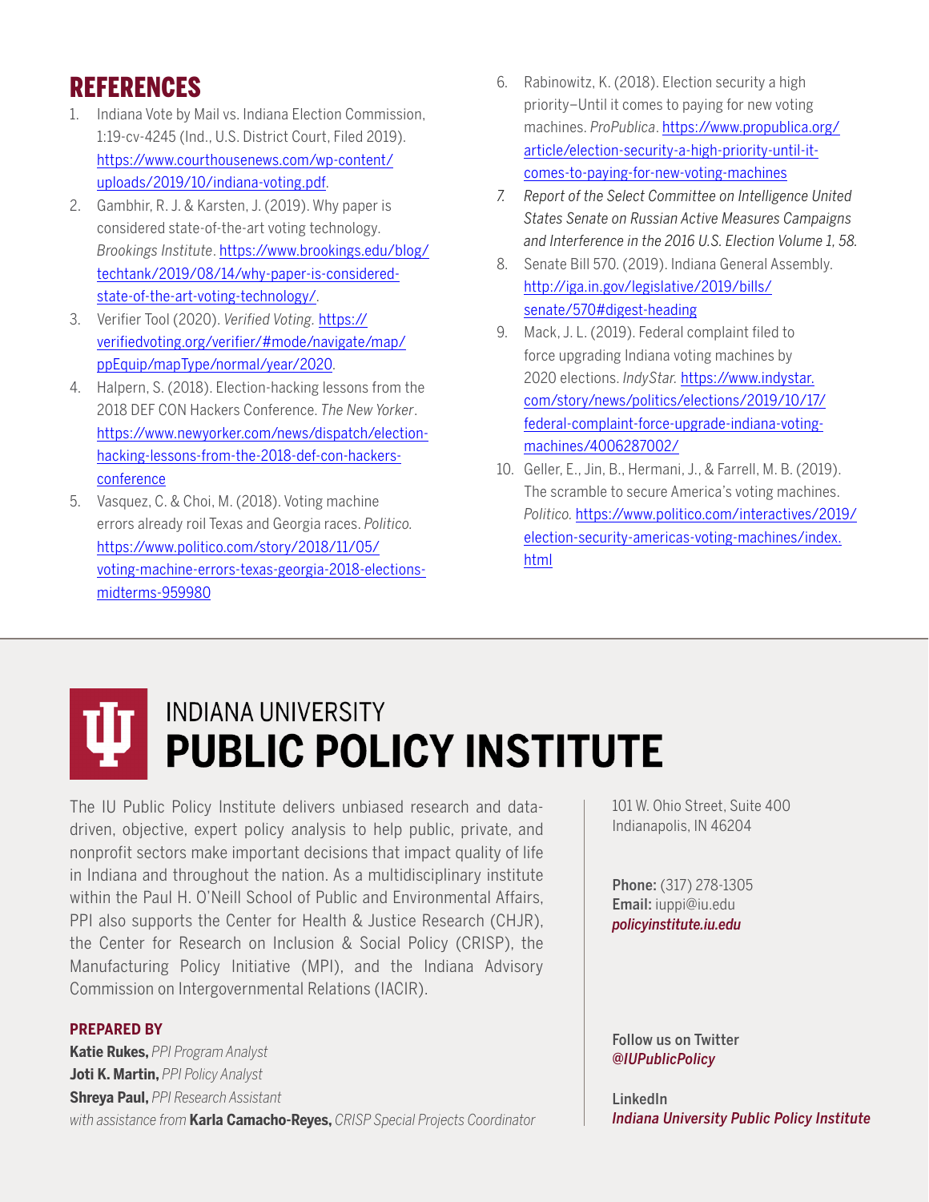# REFERENCES

1. Indiana Vote by Mail vs. Indiana Election Commission, 1:19-cv-4245 (Ind., U.S. District Court, Filed 2019). https://www.courthousenews.com/wp-content/uploads/2019/10/indiana-voting.pdf.
2. Gambhir, R. J. & Karsten, J. (2019). Why paper is considered state-of-the-art voting technology. *Brookings Institute*. https://www.brookings.edu/blog/techtank/2019/08/14/why-paper-is-considered-state-of-the-art-voting-technology/.
3. Verifier Tool (2020). *Verified Voting.* https://verifiedvoting.org/verifier/#mode/navigate/map/ppEquip/mapType/normal/year/2020.
4. Halpern, S. (2018). Election-hacking lessons from the 2018 DEF CON Hackers Conference. *The New Yorker*. https://www.newyorker.com/news/dispatch/election-hacking-lessons-from-the-2018-def-con-hackers-conference
5. Vasquez, C. & Choi, M. (2018). Voting machine errors already roil Texas and Georgia races. *Politico.* https://www.politico.com/story/2018/11/05/voting-machine-errors-texas-georgia-2018-elections-midterms-959980
6. Rabinowitz, K. (2018). Election security a high priority–Until it comes to paying for new voting machines. *ProPublica*. https://www.propublica.org/article/election-security-a-high-priority-until-it-comes-to-paying-for-new-voting-machines
7. *Report of the Select Committee on Intelligence United States Senate on Russian Active Measures Campaigns and Interference in the 2016 U.S. Election Volume 1, 58.*
8. Senate Bill 570. (2019). Indiana General Assembly. http://iga.in.gov/legislative/2019/bills/senate/570#digest-heading
9. Mack, J. L. (2019). Federal complaint filed to force upgrading Indiana voting machines by 2020 elections. *IndyStar.* https://www.indystar.com/story/news/politics/elections/2019/10/17/federal-complaint-force-upgrade-indiana-voting-machines/4006287002/
10. Geller, E., Jin, B., Hermani, J., & Farrell, M. B. (2019). The scramble to secure America's voting machines. *Politico.* https://www.politico.com/interactives/2019/election-security-americas-voting-machines/index.html

## INDIANA UNIVERSITY PUBLIC POLICY INSTITUTE

The IU Public Policy Institute delivers unbiased research and data-driven, objective, expert policy analysis to help public, private, and nonprofit sectors make important decisions that impact quality of life in Indiana and throughout the nation. As a multidisciplinary institute within the Paul H. O'Neill School of Public and Environmental Affairs, PPI also supports the Center for Health & Justice Research (CHJR), the Center for Research on Inclusion & Social Policy (CRISP), the Manufacturing Policy Initiative (MPI), and the Indiana Advisory Commission on Intergovernmental Relations (IACIR).

**PREPARED BY**

**Katie Rukes,** *PPI Program Analyst*
**Joti K. Martin,** *PPI Policy Analyst*
**Shreya Paul,** *PPI Research Assistant*
*with assistance from* **Karla Camacho-Reyes,** *CRISP Special Projects Coordinator*

101 W. Ohio Street, Suite 400
Indianapolis, IN 46204

**Phone:** (317) 278-1305
**Email:** iuppi@iu.edu
*policyinstitute.iu.edu*

**Follow us on Twitter**
*@IUPublicPolicy*

**LinkedIn**
*Indiana University Public Policy Institute*